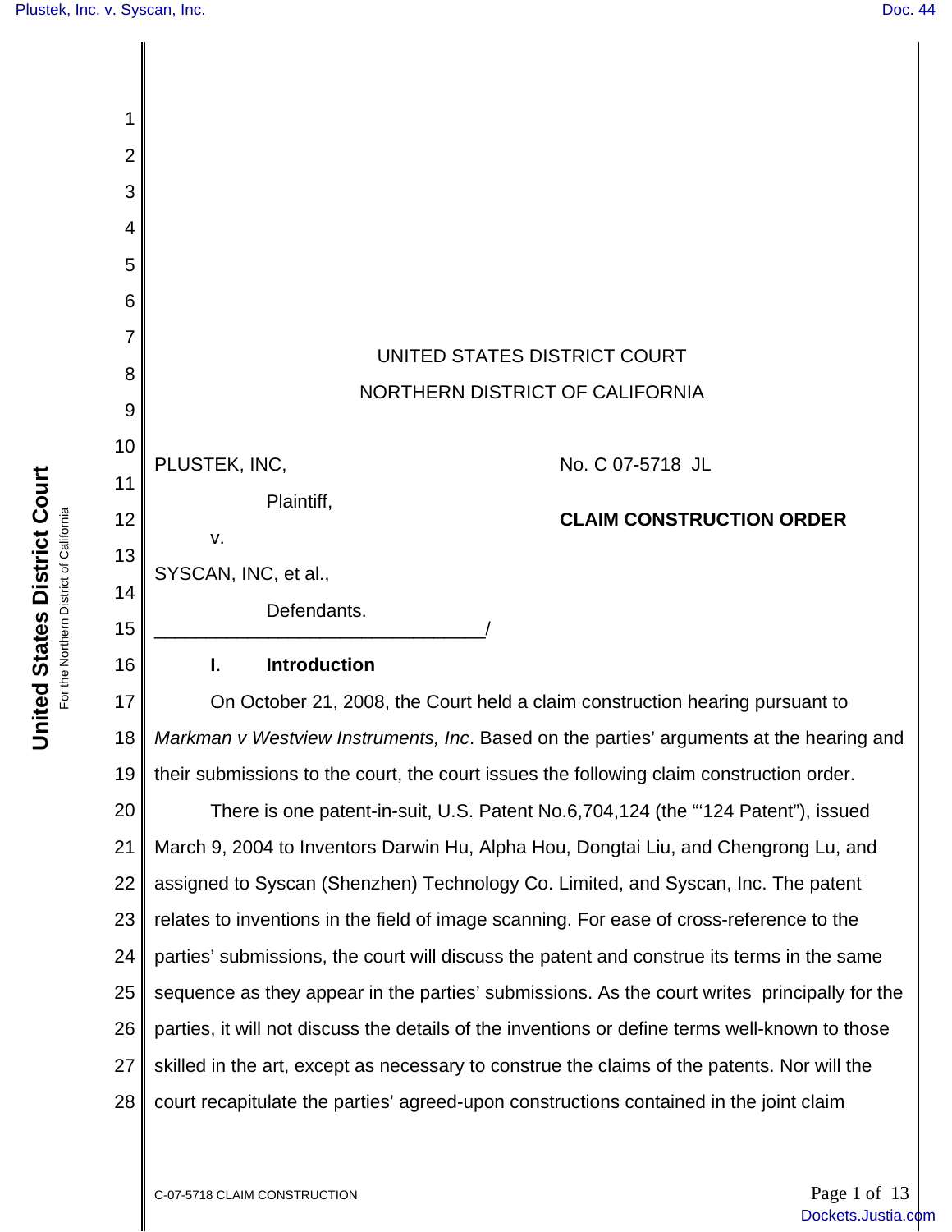UNITED STATES DISTRICT COURT

NORTHERN DISTRICT OF CALIFORNIA

PLUSTEK, INC,

Plaintiff,

v.

SYSCAN, INC, et al.,

Defendants.

No. C 07-5718 JL

**CLAIM CONSTRUCTION ORDER**

## I. Introduction

On October 21, 2008, the Court held a claim construction hearing pursuant to *Markman v Westview Instruments, Inc*. Based on the parties' arguments at the hearing and their submissions to the court, the court issues the following claim construction order.

There is one patent-in-suit, U.S. Patent No.6,704,124 (the "'124 Patent"), issued March 9, 2004 to Inventors Darwin Hu, Alpha Hou, Dongtai Liu, and Chengrong Lu, and assigned to Syscan (Shenzhen) Technology Co. Limited, and Syscan, Inc. The patent relates to inventions in the field of image scanning. For ease of cross-reference to the parties' submissions, the court will discuss the patent and construe its terms in the same sequence as they appear in the parties' submissions. As the court writes principally for the parties, it will not discuss the details of the inventions or define terms well-known to those skilled in the art, except as necessary to construe the claims of the patents. Nor will the court recapitulate the parties' agreed-upon constructions contained in the joint claim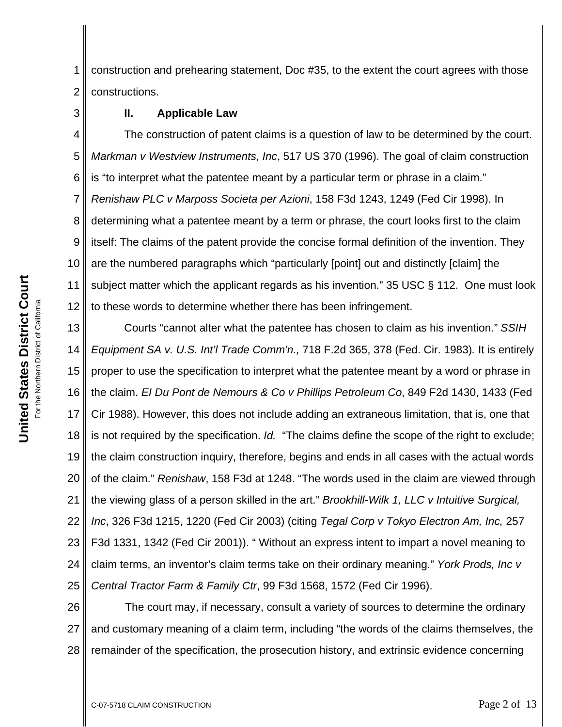construction and prehearing statement, Doc #35, to the extent the court agrees with those constructions.

## II. Applicable Law

The construction of patent claims is a question of law to be determined by the court. *Markman v Westview Instruments, Inc*, 517 US 370 (1996). The goal of claim construction is "to interpret what the patentee meant by a particular term or phrase in a claim." *Renishaw PLC v Marposs Societa per Azioni*, 158 F3d 1243, 1249 (Fed Cir 1998). In determining what a patentee meant by a term or phrase, the court looks first to the claim itself: The claims of the patent provide the concise formal definition of the invention. They are the numbered paragraphs which "particularly [point] out and distinctly [claim] the subject matter which the applicant regards as his invention." 35 USC § 112. One must look to these words to determine whether there has been infringement.

Courts "cannot alter what the patentee has chosen to claim as his invention." *SSIH Equipment SA v. U.S. Int'l Trade Comm'n.,* 718 F.2d 365, 378 (Fed. Cir. 1983). It is entirely proper to use the specification to interpret what the patentee meant by a word or phrase in the claim. *EI Du Pont de Nemours & Co v Phillips Petroleum Co*, 849 F2d 1430, 1433 (Fed Cir 1988). However, this does not include adding an extraneous limitation, that is, one that is not required by the specification. *Id.* "The claims define the scope of the right to exclude; the claim construction inquiry, therefore, begins and ends in all cases with the actual words of the claim." *Renishaw*, 158 F3d at 1248. "The words used in the claim are viewed through the viewing glass of a person skilled in the art." *Brookhill-Wilk 1, LLC v Intuitive Surgical, Inc*, 326 F3d 1215, 1220 (Fed Cir 2003) (citing *Tegal Corp v Tokyo Electron Am, Inc,* 257 F3d 1331, 1342 (Fed Cir 2001)). " Without an express intent to impart a novel meaning to claim terms, an inventor's claim terms take on their ordinary meaning." *York Prods, Inc v Central Tractor Farm & Family Ctr*, 99 F3d 1568, 1572 (Fed Cir 1996).

The court may, if necessary, consult a variety of sources to determine the ordinary and customary meaning of a claim term, including "the words of the claims themselves, the remainder of the specification, the prosecution history, and extrinsic evidence concerning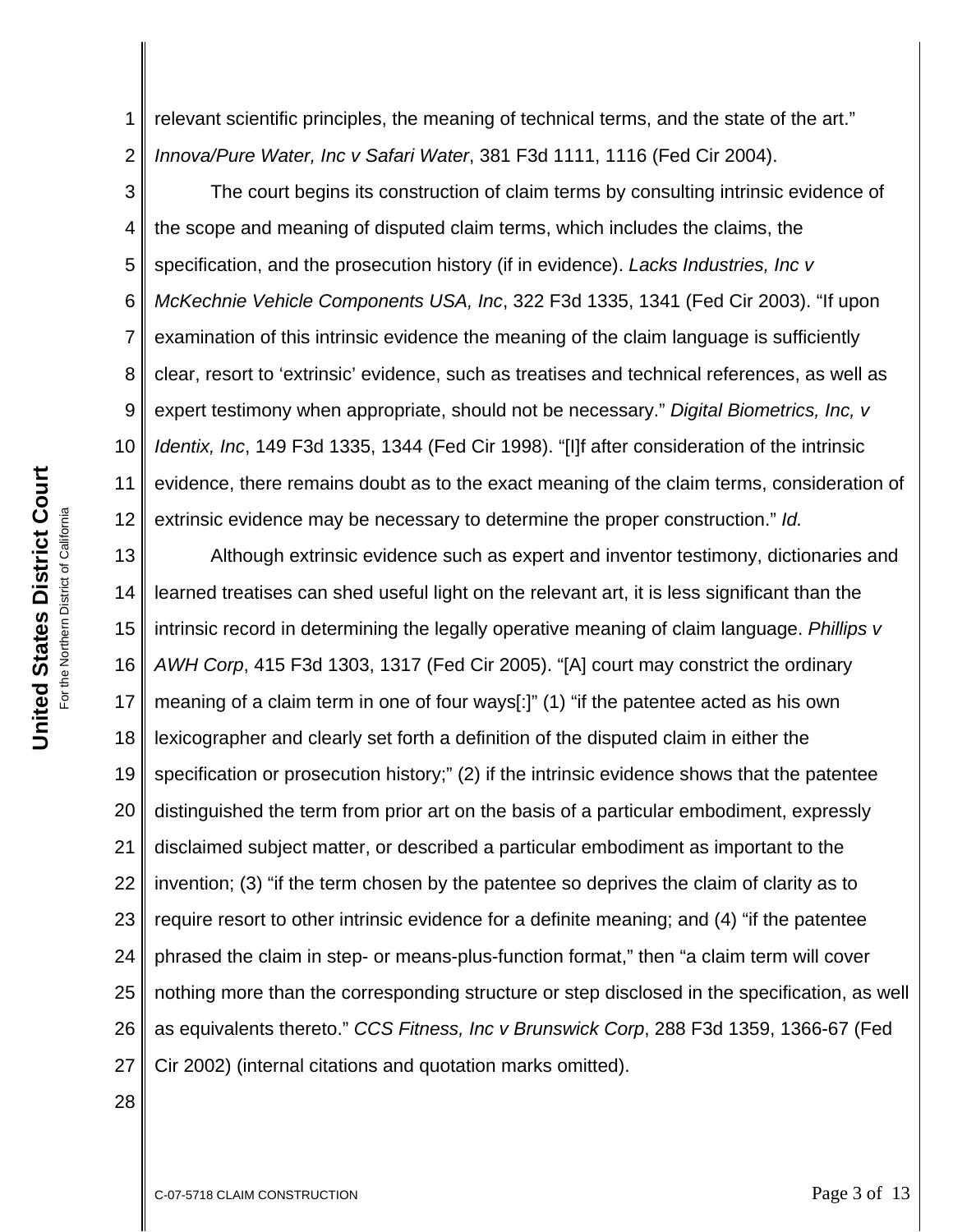relevant scientific principles, the meaning of technical terms, and the state of the art." *Innova/Pure Water, Inc v Safari Water*, 381 F3d 1111, 1116 (Fed Cir 2004).

The court begins its construction of claim terms by consulting intrinsic evidence of the scope and meaning of disputed claim terms, which includes the claims, the specification, and the prosecution history (if in evidence). *Lacks Industries, Inc v McKechnie Vehicle Components USA, Inc*, 322 F3d 1335, 1341 (Fed Cir 2003). "If upon examination of this intrinsic evidence the meaning of the claim language is sufficiently clear, resort to 'extrinsic' evidence, such as treatises and technical references, as well as expert testimony when appropriate, should not be necessary." *Digital Biometrics, Inc, v Identix, Inc*, 149 F3d 1335, 1344 (Fed Cir 1998). "[I]f after consideration of the intrinsic evidence, there remains doubt as to the exact meaning of the claim terms, consideration of extrinsic evidence may be necessary to determine the proper construction." *Id.*

Although extrinsic evidence such as expert and inventor testimony, dictionaries and learned treatises can shed useful light on the relevant art, it is less significant than the intrinsic record in determining the legally operative meaning of claim language. *Phillips v AWH Corp*, 415 F3d 1303, 1317 (Fed Cir 2005). "[A] court may constrict the ordinary meaning of a claim term in one of four ways[:]" (1) "if the patentee acted as his own lexicographer and clearly set forth a definition of the disputed claim in either the specification or prosecution history;" (2) if the intrinsic evidence shows that the patentee distinguished the term from prior art on the basis of a particular embodiment, expressly disclaimed subject matter, or described a particular embodiment as important to the invention; (3) "if the term chosen by the patentee so deprives the claim of clarity as to require resort to other intrinsic evidence for a definite meaning; and (4) "if the patentee phrased the claim in step- or means-plus-function format," then "a claim term will cover nothing more than the corresponding structure or step disclosed in the specification, as well as equivalents thereto." *CCS Fitness, Inc v Brunswick Corp*, 288 F3d 1359, 1366-67 (Fed Cir 2002) (internal citations and quotation marks omitted).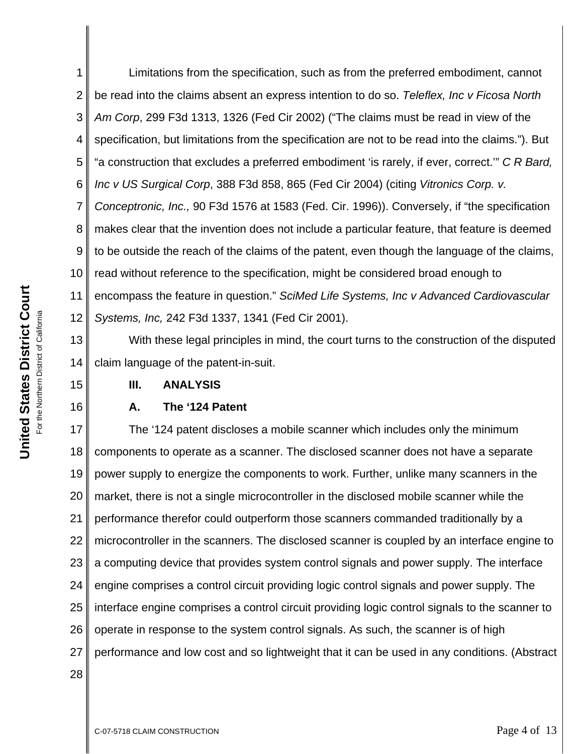Limitations from the specification, such as from the preferred embodiment, cannot be read into the claims absent an express intention to do so. *Teleflex, Inc v Ficosa North Am Corp*, 299 F3d 1313, 1326 (Fed Cir 2002) ("The claims must be read in view of the specification, but limitations from the specification are not to be read into the claims."). But "a construction that excludes a preferred embodiment 'is rarely, if ever, correct.'" *C R Bard, Inc v US Surgical Corp*, 388 F3d 858, 865 (Fed Cir 2004) (citing *Vitronics Corp. v. Conceptronic, Inc.,* 90 F3d 1576 at 1583 (Fed. Cir. 1996)). Conversely, if "the specification makes clear that the invention does not include a particular feature, that feature is deemed to be outside the reach of the claims of the patent, even though the language of the claims, read without reference to the specification, might be considered broad enough to encompass the feature in question." *SciMed Life Systems, Inc v Advanced Cardiovascular Systems, Inc,* 242 F3d 1337, 1341 (Fed Cir 2001).

With these legal principles in mind, the court turns to the construction of the disputed claim language of the patent-in-suit.

## III. ANALYSIS

### A. The '124 Patent

The '124 patent discloses a mobile scanner which includes only the minimum components to operate as a scanner. The disclosed scanner does not have a separate power supply to energize the components to work. Further, unlike many scanners in the market, there is not a single microcontroller in the disclosed mobile scanner while the performance therefor could outperform those scanners commanded traditionally by a microcontroller in the scanners. The disclosed scanner is coupled by an interface engine to a computing device that provides system control signals and power supply. The interface engine comprises a control circuit providing logic control signals and power supply. The interface engine comprises a control circuit providing logic control signals to the scanner to operate in response to the system control signals. As such, the scanner is of high performance and low cost and so lightweight that it can be used in any conditions. (Abstract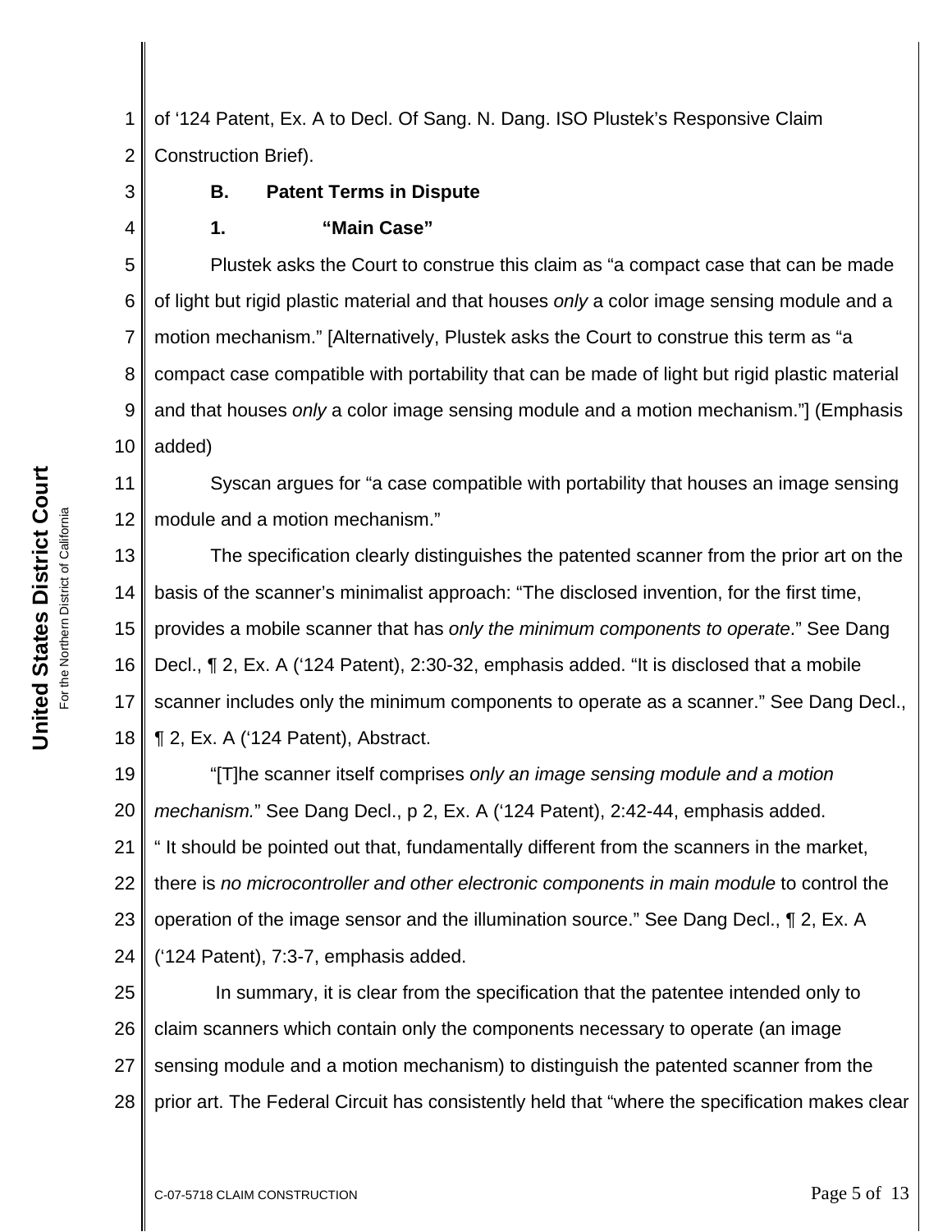of ‘124 Patent, Ex. A to Decl. Of Sang. N. Dang. ISO Plustek’s Responsive Claim Construction Brief).

**B. Patent Terms in Dispute**

**1. “Main Case”**

Plustek asks the Court to construe this claim as “a compact case that can be made of light but rigid plastic material and that houses *only* a color image sensing module and a motion mechanism.” [Alternatively, Plustek asks the Court to construe this term as “a compact case compatible with portability that can be made of light but rigid plastic material and that houses *only* a color image sensing module and a motion mechanism.”] (Emphasis added)

Syscan argues for “a case compatible with portability that houses an image sensing module and a motion mechanism.”

The specification clearly distinguishes the patented scanner from the prior art on the basis of the scanner’s minimalist approach: “The disclosed invention, for the first time, provides a mobile scanner that has *only the minimum components to operate*.” See Dang Decl., ¶ 2, Ex. A (‘124 Patent), 2:30-32, emphasis added. “It is disclosed that a mobile scanner includes only the minimum components to operate as a scanner.” See Dang Decl., ¶ 2, Ex. A (‘124 Patent), Abstract.

“[T]he scanner itself comprises *only an image sensing module and a motion mechanism.*” See Dang Decl., p 2, Ex. A (‘124 Patent), 2:42-44, emphasis added. “ It should be pointed out that, fundamentally different from the scanners in the market, there is *no microcontroller and other electronic components in main module* to control the operation of the image sensor and the illumination source.” See Dang Decl., ¶ 2, Ex. A (‘124 Patent), 7:3-7, emphasis added.

In summary, it is clear from the specification that the patentee intended only to claim scanners which contain only the components necessary to operate (an image sensing module and a motion mechanism) to distinguish the patented scanner from the prior art. The Federal Circuit has consistently held that “where the specification makes clear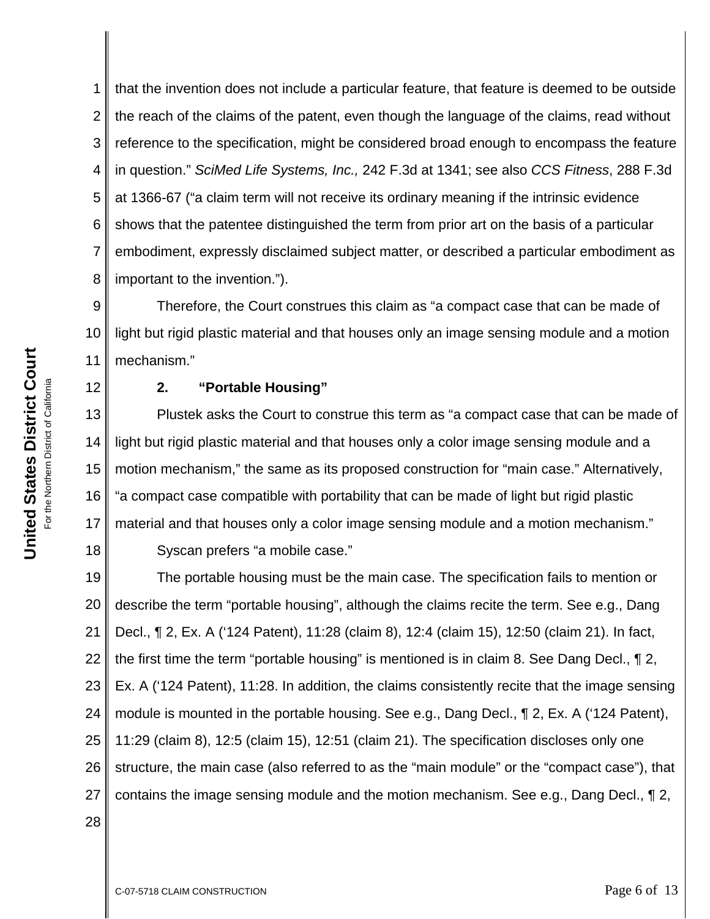that the invention does not include a particular feature, that feature is deemed to be outside the reach of the claims of the patent, even though the language of the claims, read without reference to the specification, might be considered broad enough to encompass the feature in question." *SciMed Life Systems, Inc.,* 242 F.3d at 1341; see also *CCS Fitness*, 288 F.3d at 1366-67 ("a claim term will not receive its ordinary meaning if the intrinsic evidence shows that the patentee distinguished the term from prior art on the basis of a particular embodiment, expressly disclaimed subject matter, or described a particular embodiment as important to the invention.").

Therefore, the Court construes this claim as "a compact case that can be made of light but rigid plastic material and that houses only an image sensing module and a motion mechanism."

**2. "Portable Housing"**

Plustek asks the Court to construe this term as "a compact case that can be made of light but rigid plastic material and that houses only a color image sensing module and a motion mechanism," the same as its proposed construction for "main case." Alternatively, "a compact case compatible with portability that can be made of light but rigid plastic material and that houses only a color image sensing module and a motion mechanism."

Syscan prefers "a mobile case."

The portable housing must be the main case. The specification fails to mention or describe the term "portable housing", although the claims recite the term. See e.g., Dang Decl., ¶ 2, Ex. A ('124 Patent), 11:28 (claim 8), 12:4 (claim 15), 12:50 (claim 21). In fact, the first time the term "portable housing" is mentioned is in claim 8. See Dang Decl., ¶ 2, Ex. A ('124 Patent), 11:28. In addition, the claims consistently recite that the image sensing module is mounted in the portable housing. See e.g., Dang Decl., ¶ 2, Ex. A ('124 Patent), 11:29 (claim 8), 12:5 (claim 15), 12:51 (claim 21). The specification discloses only one structure, the main case (also referred to as the "main module" or the "compact case"), that contains the image sensing module and the motion mechanism. See e.g., Dang Decl., ¶ 2,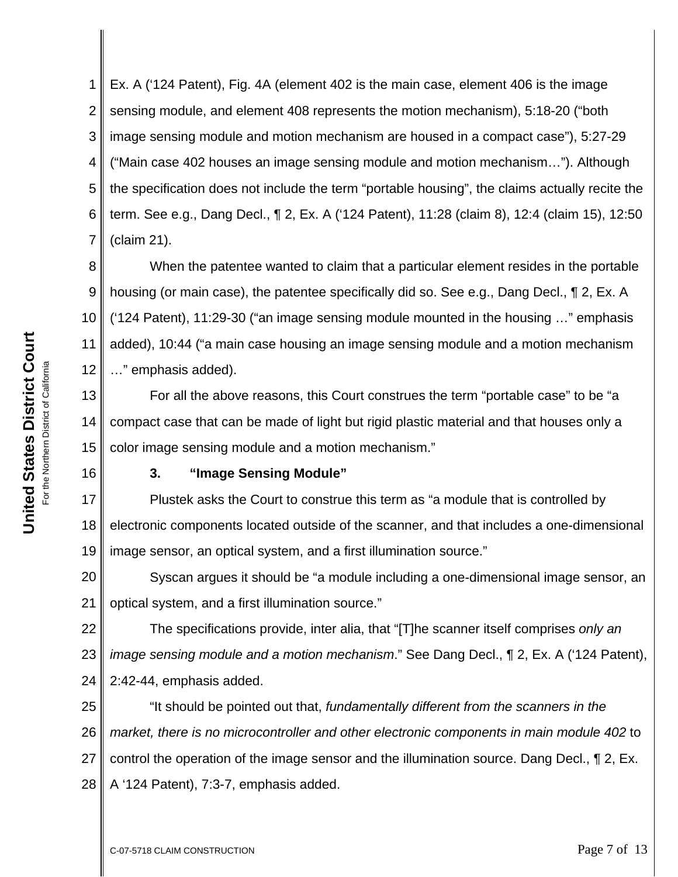Ex. A ('124 Patent), Fig. 4A (element 402 is the main case, element 406 is the image sensing module, and element 408 represents the motion mechanism), 5:18-20 ("both image sensing module and motion mechanism are housed in a compact case"), 5:27-29 ("Main case 402 houses an image sensing module and motion mechanism…"). Although the specification does not include the term "portable housing", the claims actually recite the term. See e.g., Dang Decl., ¶ 2, Ex. A ('124 Patent), 11:28 (claim 8), 12:4 (claim 15), 12:50 (claim 21).

When the patentee wanted to claim that a particular element resides in the portable housing (or main case), the patentee specifically did so. See e.g., Dang Decl., ¶ 2, Ex. A ('124 Patent), 11:29-30 ("an image sensing module mounted in the housing …" emphasis added), 10:44 ("a main case housing an image sensing module and a motion mechanism …" emphasis added).

For all the above reasons, this Court construes the term "portable case" to be "a compact case that can be made of light but rigid plastic material and that houses only a color image sensing module and a motion mechanism."

**3. "Image Sensing Module"**

Plustek asks the Court to construe this term as "a module that is controlled by electronic components located outside of the scanner, and that includes a one-dimensional image sensor, an optical system, and a first illumination source."

Syscan argues it should be "a module including a one-dimensional image sensor, an optical system, and a first illumination source."

The specifications provide, inter alia, that "[T]he scanner itself comprises *only an image sensing module and a motion mechanism*." See Dang Decl., ¶ 2, Ex. A ('124 Patent), 2:42-44, emphasis added.

"It should be pointed out that, *fundamentally different from the scanners in the market, there is no microcontroller and other electronic components in main module 402* to control the operation of the image sensor and the illumination source. Dang Decl., ¶ 2, Ex. A '124 Patent), 7:3-7, emphasis added.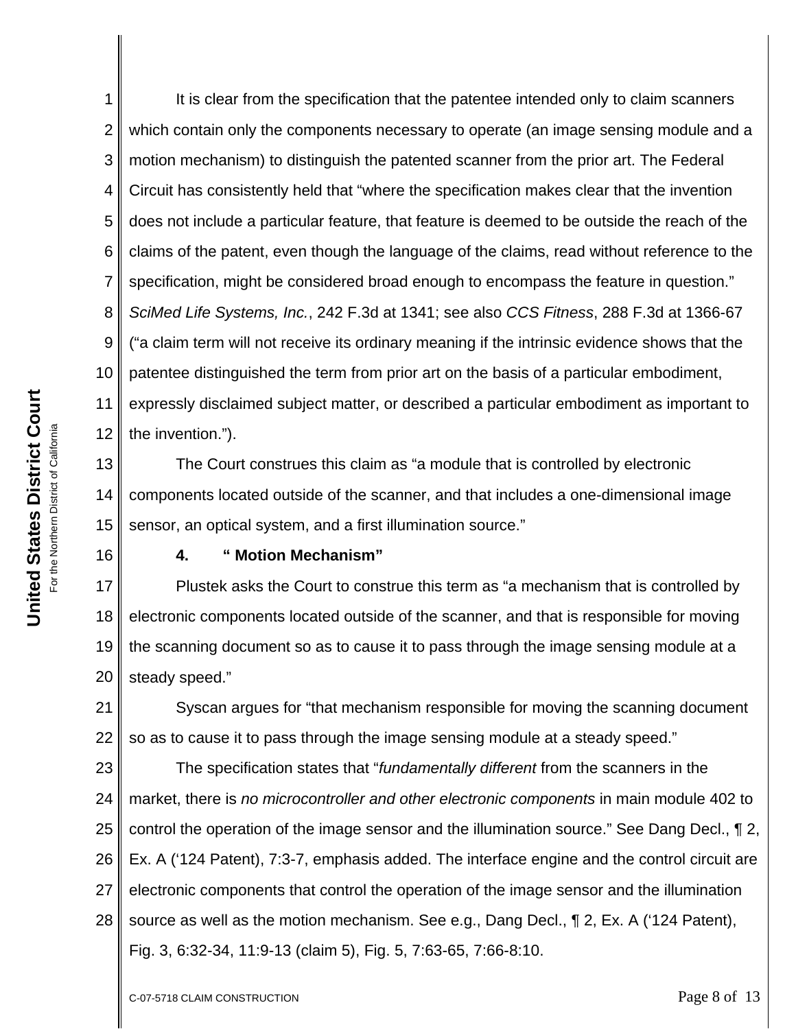It is clear from the specification that the patentee intended only to claim scanners which contain only the components necessary to operate (an image sensing module and a motion mechanism) to distinguish the patented scanner from the prior art. The Federal Circuit has consistently held that "where the specification makes clear that the invention does not include a particular feature, that feature is deemed to be outside the reach of the claims of the patent, even though the language of the claims, read without reference to the specification, might be considered broad enough to encompass the feature in question." *SciMed Life Systems, Inc.*, 242 F.3d at 1341; see also *CCS Fitness*, 288 F.3d at 1366-67 ("a claim term will not receive its ordinary meaning if the intrinsic evidence shows that the patentee distinguished the term from prior art on the basis of a particular embodiment, expressly disclaimed subject matter, or described a particular embodiment as important to the invention.").

The Court construes this claim as "a module that is controlled by electronic components located outside of the scanner, and that includes a one-dimensional image sensor, an optical system, and a first illumination source."

**4. " Motion Mechanism"**

Plustek asks the Court to construe this term as "a mechanism that is controlled by electronic components located outside of the scanner, and that is responsible for moving the scanning document so as to cause it to pass through the image sensing module at a steady speed."

Syscan argues for "that mechanism responsible for moving the scanning document so as to cause it to pass through the image sensing module at a steady speed."

The specification states that "*fundamentally different* from the scanners in the market, there is *no microcontroller and other electronic components* in main module 402 to control the operation of the image sensor and the illumination source." See Dang Decl., ¶ 2, Ex. A ('124 Patent), 7:3-7, emphasis added. The interface engine and the control circuit are electronic components that control the operation of the image sensor and the illumination source as well as the motion mechanism. See e.g., Dang Decl., ¶ 2, Ex. A ('124 Patent), Fig. 3, 6:32-34, 11:9-13 (claim 5), Fig. 5, 7:63-65, 7:66-8:10.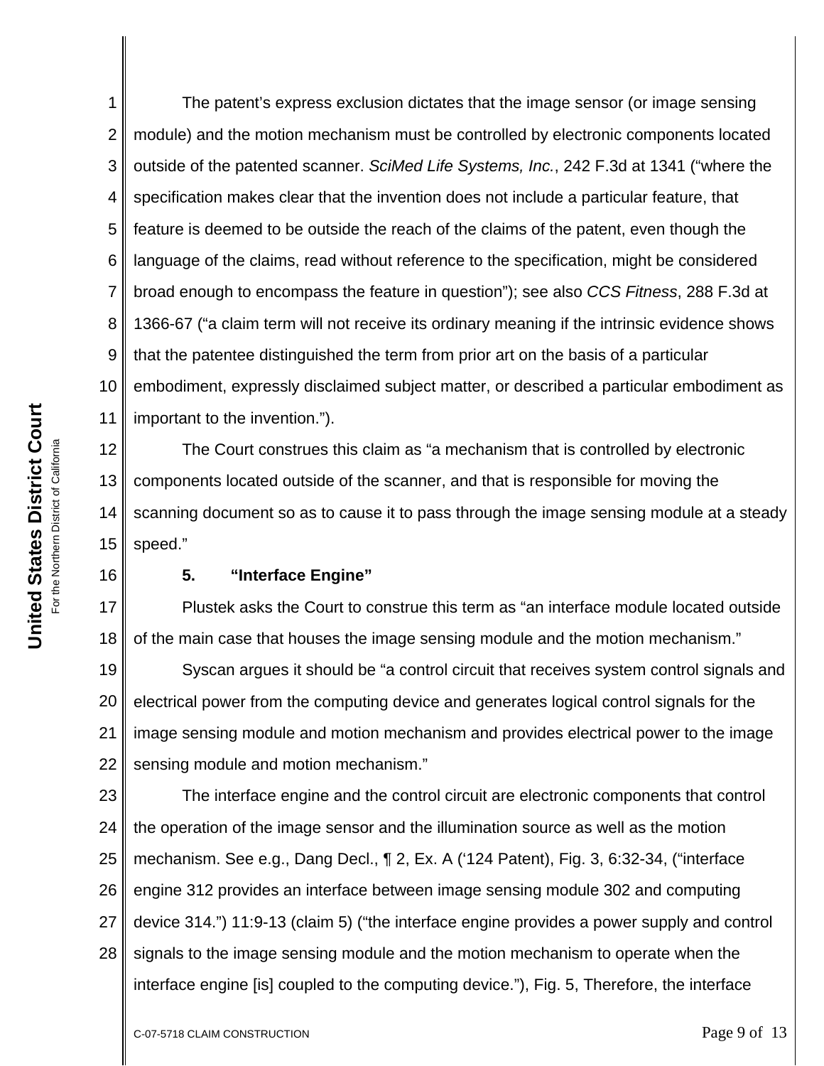The patent's express exclusion dictates that the image sensor (or image sensing module) and the motion mechanism must be controlled by electronic components located outside of the patented scanner. *SciMed Life Systems, Inc.*, 242 F.3d at 1341 ("where the specification makes clear that the invention does not include a particular feature, that feature is deemed to be outside the reach of the claims of the patent, even though the language of the claims, read without reference to the specification, might be considered broad enough to encompass the feature in question"); see also *CCS Fitness*, 288 F.3d at 1366-67 ("a claim term will not receive its ordinary meaning if the intrinsic evidence shows that the patentee distinguished the term from prior art on the basis of a particular embodiment, expressly disclaimed subject matter, or described a particular embodiment as important to the invention.").

The Court construes this claim as "a mechanism that is controlled by electronic components located outside of the scanner, and that is responsible for moving the scanning document so as to cause it to pass through the image sensing module at a steady speed."

**5. "Interface Engine"**

Plustek asks the Court to construe this term as "an interface module located outside of the main case that houses the image sensing module and the motion mechanism."

Syscan argues it should be "a control circuit that receives system control signals and electrical power from the computing device and generates logical control signals for the image sensing module and motion mechanism and provides electrical power to the image sensing module and motion mechanism."

The interface engine and the control circuit are electronic components that control the operation of the image sensor and the illumination source as well as the motion mechanism. See e.g., Dang Decl., ¶ 2, Ex. A ('124 Patent), Fig. 3, 6:32-34, ("interface engine 312 provides an interface between image sensing module 302 and computing device 314.") 11:9-13 (claim 5) ("the interface engine provides a power supply and control signals to the image sensing module and the motion mechanism to operate when the interface engine [is] coupled to the computing device."), Fig. 5, Therefore, the interface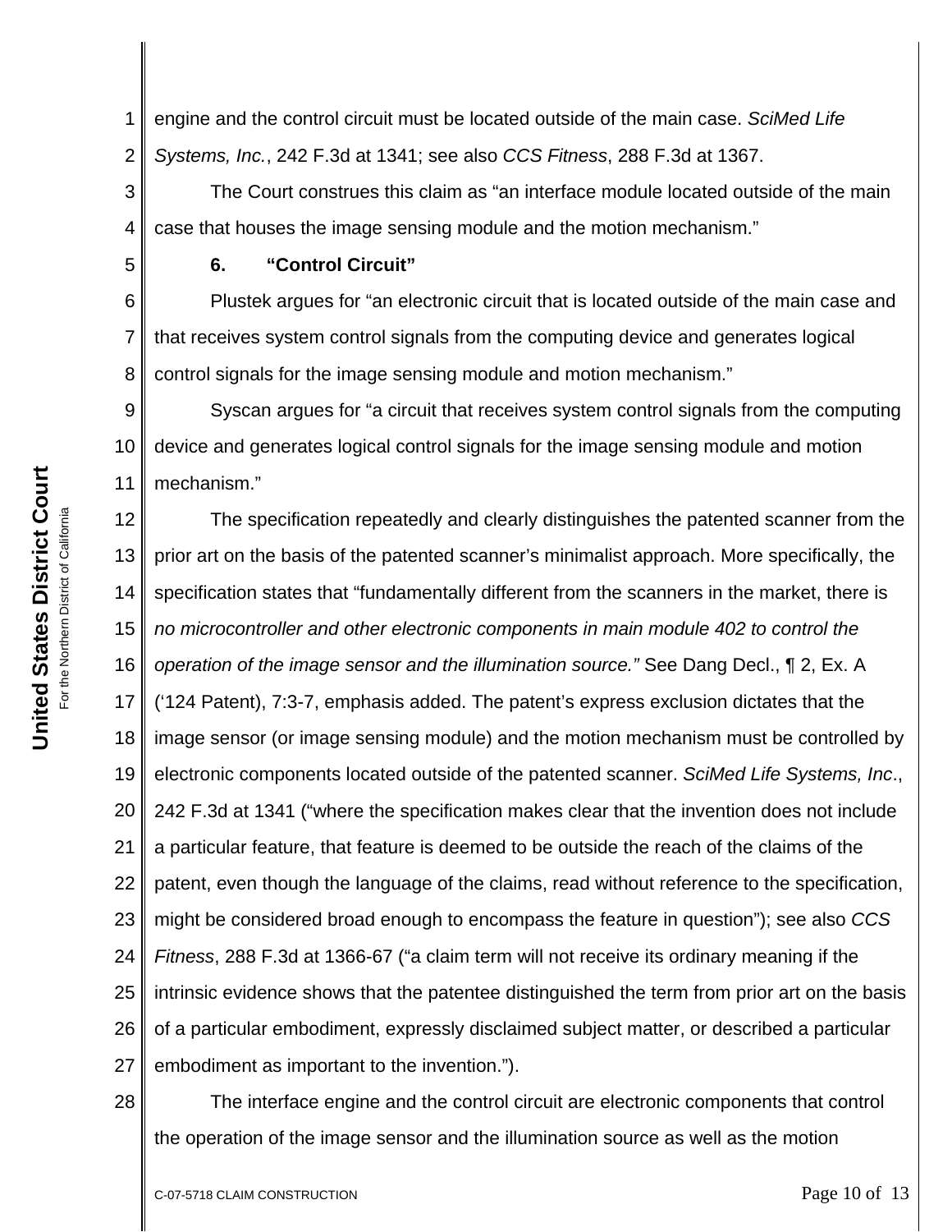engine and the control circuit must be located outside of the main case. *SciMed Life Systems, Inc.*, 242 F.3d at 1341; see also *CCS Fitness*, 288 F.3d at 1367.

The Court construes this claim as "an interface module located outside of the main case that houses the image sensing module and the motion mechanism."

**6. "Control Circuit"**

Plustek argues for "an electronic circuit that is located outside of the main case and that receives system control signals from the computing device and generates logical control signals for the image sensing module and motion mechanism."

Syscan argues for "a circuit that receives system control signals from the computing device and generates logical control signals for the image sensing module and motion mechanism."

The specification repeatedly and clearly distinguishes the patented scanner from the prior art on the basis of the patented scanner's minimalist approach. More specifically, the specification states that "fundamentally different from the scanners in the market, there is *no microcontroller and other electronic components in main module 402 to control the operation of the image sensor and the illumination source."* See Dang Decl., ¶ 2, Ex. A ('124 Patent), 7:3-7, emphasis added. The patent's express exclusion dictates that the image sensor (or image sensing module) and the motion mechanism must be controlled by electronic components located outside of the patented scanner. *SciMed Life Systems, Inc*., 242 F.3d at 1341 ("where the specification makes clear that the invention does not include a particular feature, that feature is deemed to be outside the reach of the claims of the patent, even though the language of the claims, read without reference to the specification, might be considered broad enough to encompass the feature in question"); see also *CCS Fitness*, 288 F.3d at 1366-67 ("a claim term will not receive its ordinary meaning if the intrinsic evidence shows that the patentee distinguished the term from prior art on the basis of a particular embodiment, expressly disclaimed subject matter, or described a particular embodiment as important to the invention.").

The interface engine and the control circuit are electronic components that control the operation of the image sensor and the illumination source as well as the motion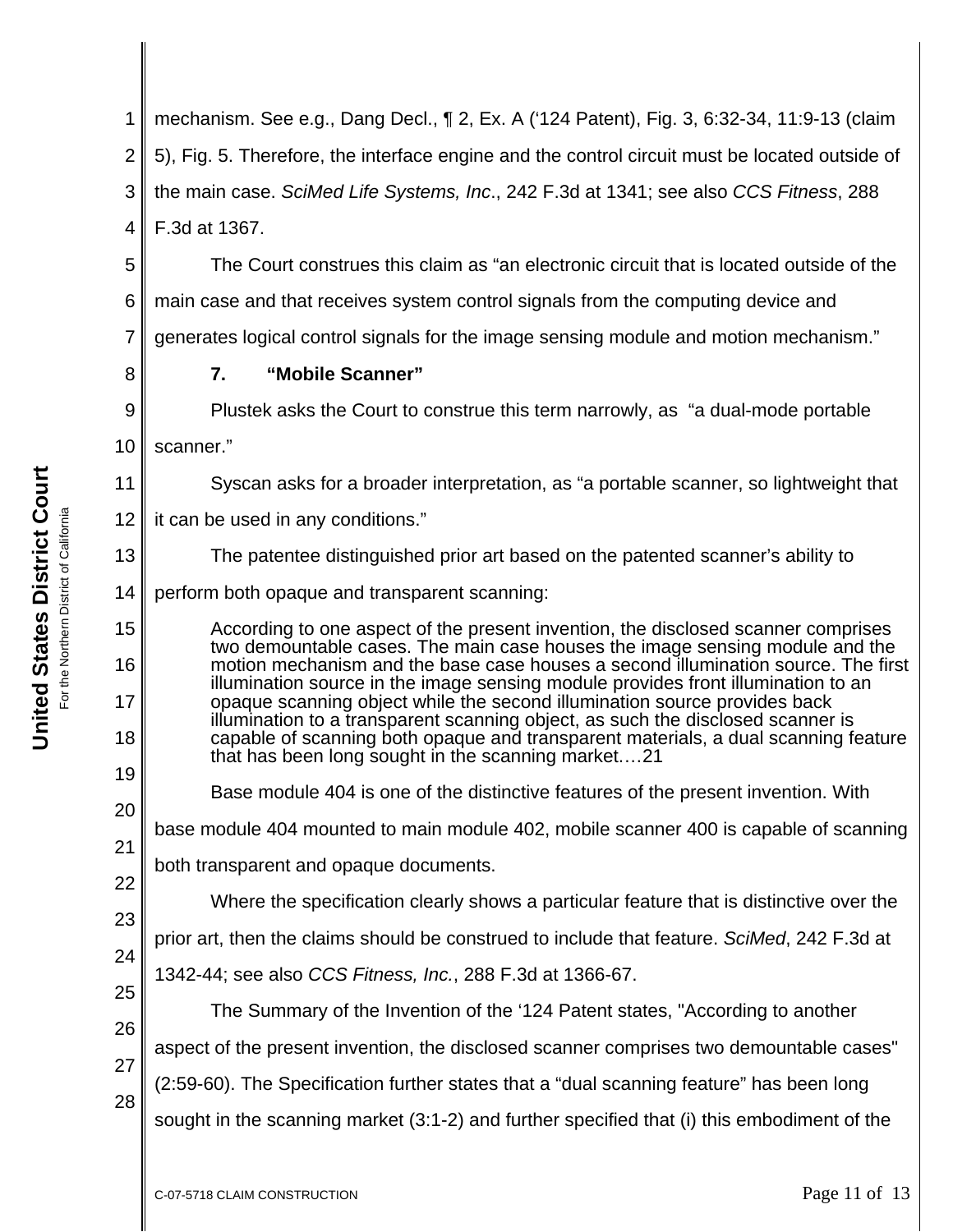mechanism. See e.g., Dang Decl., ¶ 2, Ex. A (‘124 Patent), Fig. 3, 6:32-34, 11:9-13 (claim 5), Fig. 5. Therefore, the interface engine and the control circuit must be located outside of the main case. *SciMed Life Systems, Inc*., 242 F.3d at 1341; see also *CCS Fitness*, 288 F.3d at 1367.

The Court construes this claim as “an electronic circuit that is located outside of the main case and that receives system control signals from the computing device and generates logical control signals for the image sensing module and motion mechanism.”

**7. “Mobile Scanner”**

Plustek asks the Court to construe this term narrowly, as “a dual-mode portable scanner.”

Syscan asks for a broader interpretation, as “a portable scanner, so lightweight that it can be used in any conditions.”

The patentee distinguished prior art based on the patented scanner’s ability to perform both opaque and transparent scanning:

> According to one aspect of the present invention, the disclosed scanner comprises two demountable cases. The main case houses the image sensing module and the motion mechanism and the base case houses a second illumination source. The first illumination source in the image sensing module provides front illumination to an opaque scanning object while the second illumination source provides back illumination to a transparent scanning object, as such the disclosed scanner is capable of scanning both opaque and transparent materials, a dual scanning feature that has been long sought in the scanning market.…21
>
> Base module 404 is one of the distinctive features of the present invention. With base module 404 mounted to main module 402, mobile scanner 400 is capable of scanning both transparent and opaque documents.

Where the specification clearly shows a particular feature that is distinctive over the prior art, then the claims should be construed to include that feature. *SciMed*, 242 F.3d at 1342-44; see also *CCS Fitness, Inc.*, 288 F.3d at 1366-67.

The Summary of the Invention of the ‘124 Patent states, "According to another aspect of the present invention, the disclosed scanner comprises two demountable cases" (2:59-60). The Specification further states that a “dual scanning feature” has been long sought in the scanning market (3:1-2) and further specified that (i) this embodiment of the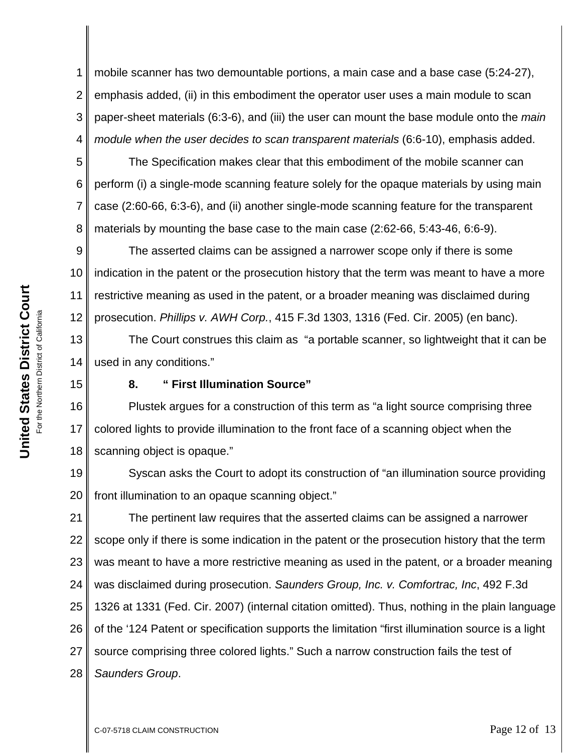mobile scanner has two demountable portions, a main case and a base case (5:24-27), emphasis added, (ii) in this embodiment the operator user uses a main module to scan paper-sheet materials (6:3-6), and (iii) the user can mount the base module onto the *main module when the user decides to scan transparent materials* (6:6-10), emphasis added.

The Specification makes clear that this embodiment of the mobile scanner can perform (i) a single-mode scanning feature solely for the opaque materials by using main case (2:60-66, 6:3-6), and (ii) another single-mode scanning feature for the transparent materials by mounting the base case to the main case (2:62-66, 5:43-46, 6:6-9).

The asserted claims can be assigned a narrower scope only if there is some indication in the patent or the prosecution history that the term was meant to have a more restrictive meaning as used in the patent, or a broader meaning was disclaimed during prosecution. *Phillips v. AWH Corp.*, 415 F.3d 1303, 1316 (Fed. Cir. 2005) (en banc).

The Court construes this claim as "a portable scanner, so lightweight that it can be used in any conditions."

**8. " First Illumination Source"**

Plustek argues for a construction of this term as "a light source comprising three colored lights to provide illumination to the front face of a scanning object when the scanning object is opaque."

Syscan asks the Court to adopt its construction of "an illumination source providing front illumination to an opaque scanning object."

The pertinent law requires that the asserted claims can be assigned a narrower scope only if there is some indication in the patent or the prosecution history that the term was meant to have a more restrictive meaning as used in the patent, or a broader meaning was disclaimed during prosecution. *Saunders Group, Inc. v. Comfortrac, Inc*, 492 F.3d 1326 at 1331 (Fed. Cir. 2007) (internal citation omitted). Thus, nothing in the plain language of the '124 Patent or specification supports the limitation "first illumination source is a light source comprising three colored lights." Such a narrow construction fails the test of *Saunders Group*.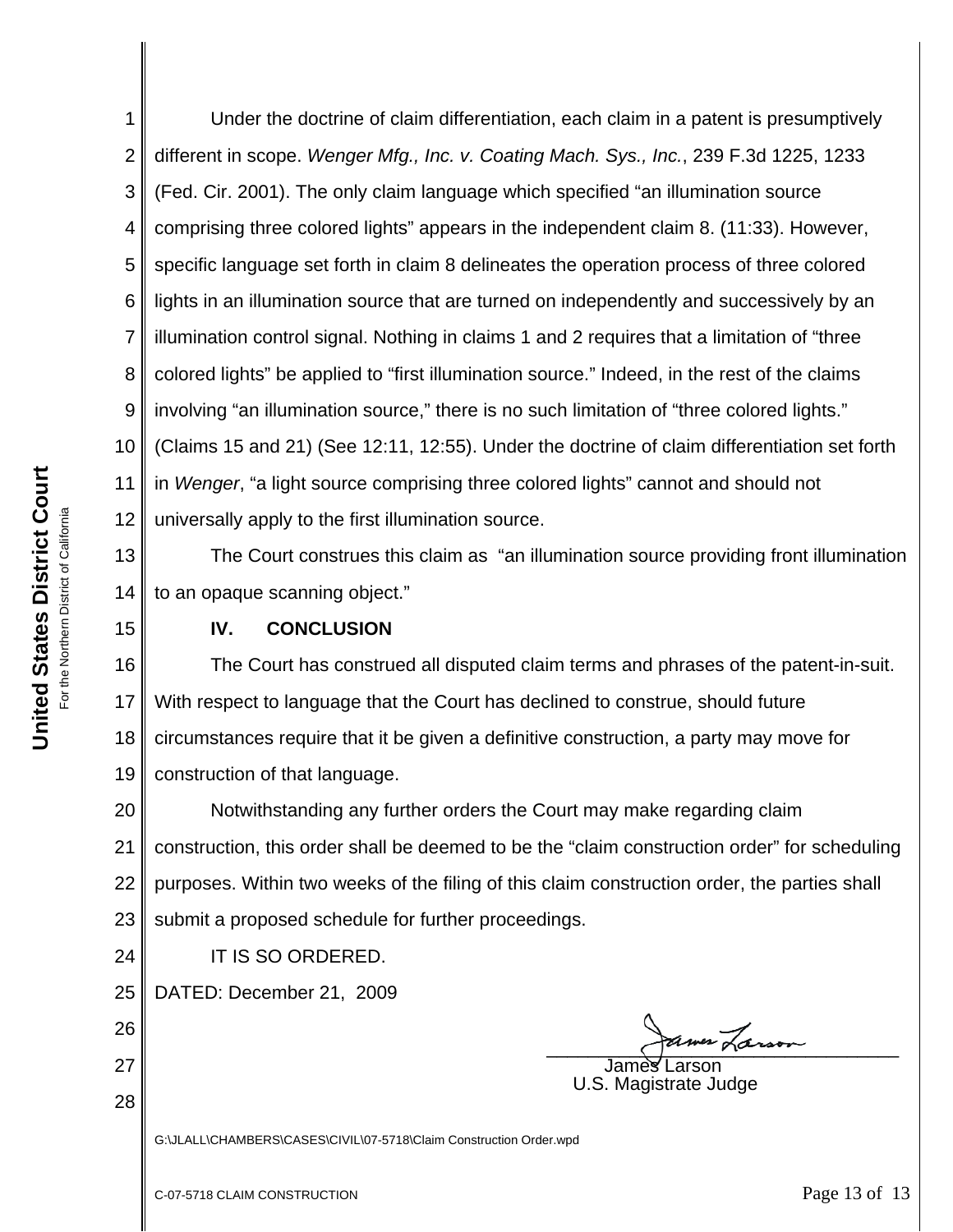Under the doctrine of claim differentiation, each claim in a patent is presumptively different in scope. *Wenger Mfg., Inc. v. Coating Mach. Sys., Inc.*, 239 F.3d 1225, 1233 (Fed. Cir. 2001). The only claim language which specified "an illumination source comprising three colored lights" appears in the independent claim 8. (11:33). However, specific language set forth in claim 8 delineates the operation process of three colored lights in an illumination source that are turned on independently and successively by an illumination control signal. Nothing in claims 1 and 2 requires that a limitation of "three colored lights" be applied to "first illumination source." Indeed, in the rest of the claims involving "an illumination source," there is no such limitation of "three colored lights." (Claims 15 and 21) (See 12:11, 12:55). Under the doctrine of claim differentiation set forth in *Wenger*, "a light source comprising three colored lights" cannot and should not universally apply to the first illumination source.

The Court construes this claim as "an illumination source providing front illumination to an opaque scanning object."

## IV. CONCLUSION

The Court has construed all disputed claim terms and phrases of the patent-in-suit. With respect to language that the Court has declined to construe, should future circumstances require that it be given a definitive construction, a party may move for construction of that language.

Notwithstanding any further orders the Court may make regarding claim construction, this order shall be deemed to be the "claim construction order" for scheduling purposes. Within two weeks of the filing of this claim construction order, the parties shall submit a proposed schedule for further proceedings.

IT IS SO ORDERED.

DATED: December 21, 2009

James Larson
U.S. Magistrate Judge

G:\JLALL\CHAMBERS\CASES\CIVIL\07-5718\Claim Construction Order.wpd